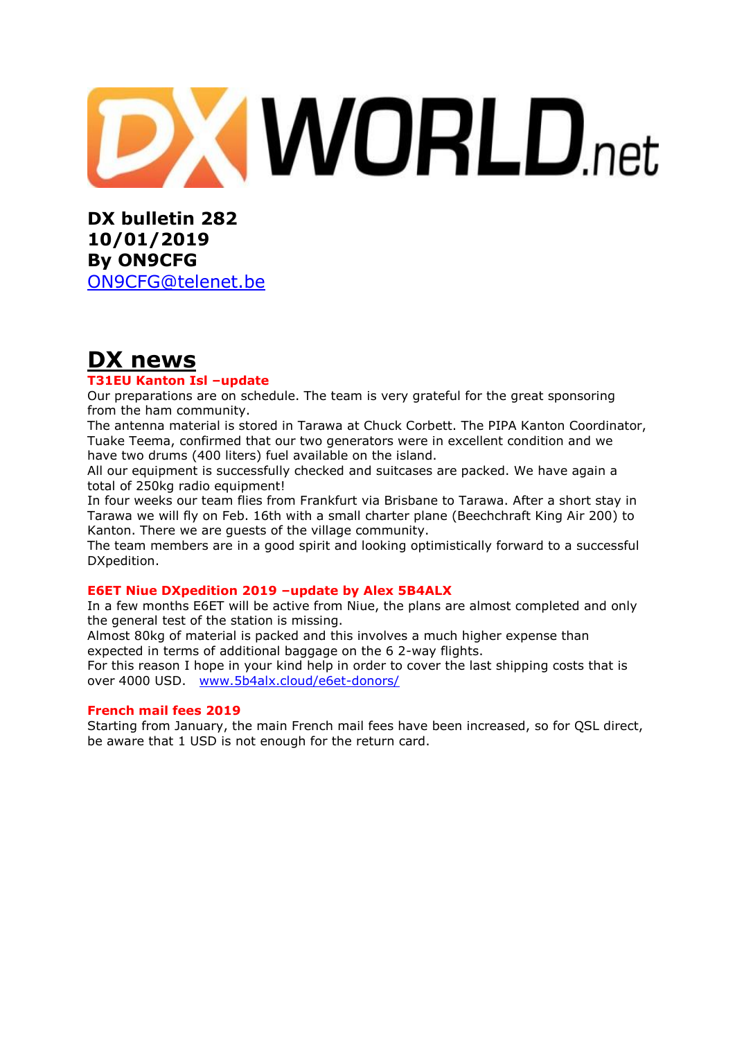DXWORLD.net

**DX bulletin 282**
**10/01/2019**
**By ON9CFG**
ON9CFG@telenet.be

# DX news

**T31EU Kanton Isl –update**
Our preparations are on schedule. The team is very grateful for the great sponsoring from the ham community.
The antenna material is stored in Tarawa at Chuck Corbett. The PIPA Kanton Coordinator, Tuake Teema, confirmed that our two generators were in excellent condition and we have two drums (400 liters) fuel available on the island.
All our equipment is successfully checked and suitcases are packed. We have again a total of 250kg radio equipment!
In four weeks our team flies from Frankfurt via Brisbane to Tarawa. After a short stay in Tarawa we will fly on Feb. 16th with a small charter plane (Beechchraft King Air 200) to Kanton. There we are guests of the village community.
The team members are in a good spirit and looking optimistically forward to a successful DXpedition.

**E6ET Niue DXpedition 2019 –update by Alex 5B4ALX**
In a few months E6ET will be active from Niue, the plans are almost completed and only the general test of the station is missing.
Almost 80kg of material is packed and this involves a much higher expense than expected in terms of additional baggage on the 6 2-way flights.
For this reason I hope in your kind help in order to cover the last shipping costs that is over 4000 USD. www.5b4alx.cloud/e6et-donors/

**French mail fees 2019**
Starting from January, the main French mail fees have been increased, so for QSL direct, be aware that 1 USD is not enough for the return card.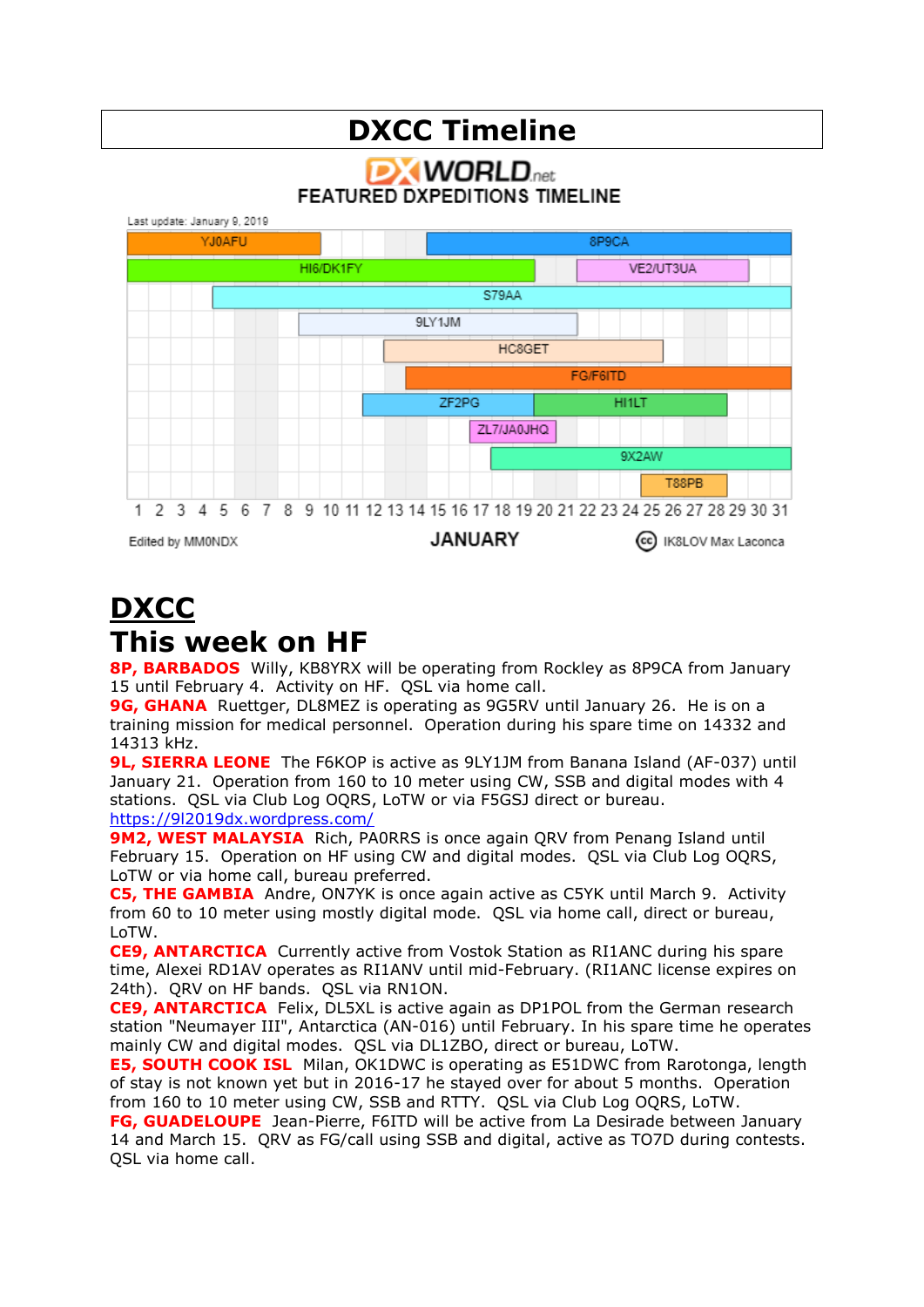# DXCC Timeline

DXWORLD.net
FEATURED DXPEDITIONS TIMELINE

Last update: January 9, 2019

YJ0AFU
8P9CA
HI6/DK1FY
VE2/UT3UA
S79AA
9LY1JM
HC8GET
FG/F6ITD
ZF2PG
HI1LT
ZL7/JA0JHQ
9X2AW
T88PB

1 2 3 4 5 6 7 8 9 10 11 12 13 14 15 16 17 18 19 20 21 22 23 24 25 26 27 28 29 30 31

Edited by MM0NDX
JANUARY
IK8LOV Max Laconca

## DXCC

## This week on HF

**8P, BARBADOS** Willy, KB8YRX will be operating from Rockley as 8P9CA from January 15 until February 4. Activity on HF. QSL via home call.

**9G, GHANA** Ruettger, DL8MEZ is operating as 9G5RV until January 26. He is on a training mission for medical personnel. Operation during his spare time on 14332 and 14313 kHz.

**9L, SIERRA LEONE** The F6KOP is active as 9LY1JM from Banana Island (AF-037) until January 21. Operation from 160 to 10 meter using CW, SSB and digital modes with 4 stations. QSL via Club Log OQRS, LoTW or via F5GSJ direct or bureau.
https://9l2019dx.wordpress.com/

**9M2, WEST MALAYSIA** Rich, PA0RRS is once again QRV from Penang Island until February 15. Operation on HF using CW and digital modes. QSL via Club Log OQRS, LoTW or via home call, bureau preferred.

**C5, THE GAMBIA** Andre, ON7YK is once again active as C5YK until March 9. Activity from 60 to 10 meter using mostly digital mode. QSL via home call, direct or bureau, LoTW.

**CE9, ANTARCTICA** Currently active from Vostok Station as RI1ANC during his spare time, Alexei RD1AV operates as RI1ANV until mid-February. (RI1ANC license expires on 24th). QRV on HF bands. QSL via RN1ON.

**CE9, ANTARCTICA** Felix, DL5XL is active again as DP1POL from the German research station "Neumayer III", Antarctica (AN-016) until February. In his spare time he operates mainly CW and digital modes. QSL via DL1ZBO, direct or bureau, LoTW.

**E5, SOUTH COOK ISL** Milan, OK1DWC is operating as E51DWC from Rarotonga, length of stay is not known yet but in 2016-17 he stayed over for about 5 months. Operation from 160 to 10 meter using CW, SSB and RTTY. QSL via Club Log OQRS, LoTW.

**FG, GUADELOUPE** Jean-Pierre, F6ITD will be active from La Desirade between January 14 and March 15. QRV as FG/call using SSB and digital, active as TO7D during contests. QSL via home call.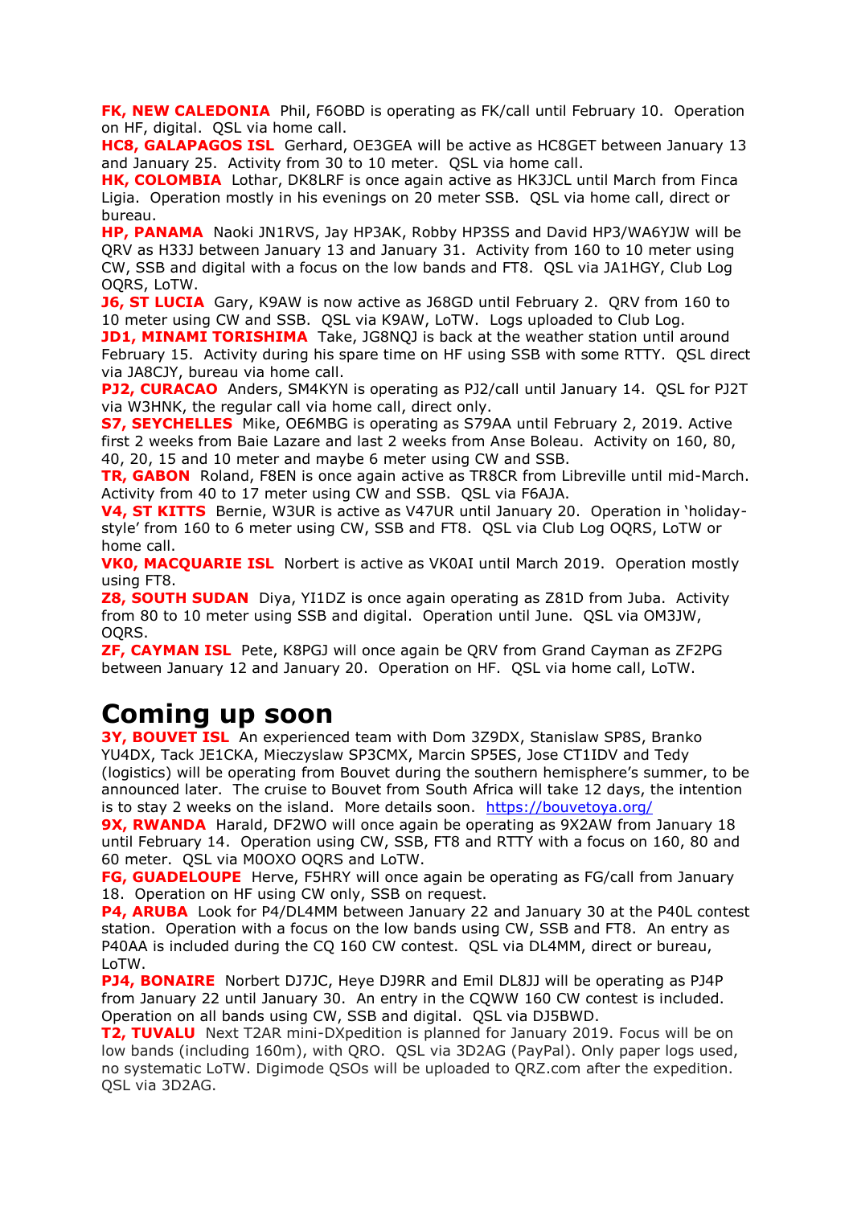**FK, NEW CALEDONIA** Phil, F6OBD is operating as FK/call until February 10. Operation on HF, digital. QSL via home call.

**HC8, GALAPAGOS ISL** Gerhard, OE3GEA will be active as HC8GET between January 13 and January 25. Activity from 30 to 10 meter. QSL via home call.

**HK, COLOMBIA** Lothar, DK8LRF is once again active as HK3JCL until March from Finca Ligia. Operation mostly in his evenings on 20 meter SSB. QSL via home call, direct or bureau.

**HP, PANAMA** Naoki JN1RVS, Jay HP3AK, Robby HP3SS and David HP3/WA6YJW will be QRV as H33J between January 13 and January 31. Activity from 160 to 10 meter using CW, SSB and digital with a focus on the low bands and FT8. QSL via JA1HGY, Club Log OQRS, LoTW.

**J6, ST LUCIA** Gary, K9AW is now active as J68GD until February 2. QRV from 160 to 10 meter using CW and SSB. Logs uploaded to Club Log.

**JD1, MINAMI TORISHIMA** Take, JG8NQJ is back at the weather station until around February 15. Activity during his spare time on HF using SSB with some RTTY. QSL direct via JA8CJY, bureau via home call.

**PJ2, CURACAO** Anders, SM4KYN is operating as PJ2/call until January 14. QSL for PJ2T via W3HNK, the regular call via home call, direct only.

**S7, SEYCHELLES** Mike, OE6MBG is operating as S79AA until February 2, 2019. Active first 2 weeks from Baie Lazare and last 2 weeks from Anse Boleau. Activity on 160, 80, 40, 20, 15 and 10 meter and maybe 6 meter using CW and SSB.

**TR, GABON** Roland, F8EN is once again active as TR8CR from Libreville until mid-March. Activity from 40 to 17 meter using CW and SSB. QSL via F6AJA.

**V4, ST KITTS** Bernie, W3UR is active as V47UR until January 20. Operation in 'holiday-style' from 160 to 6 meter using CW, SSB and FT8. QSL via Club Log OQRS, LoTW or home call.

**VK0, MACQUARIE ISL** Norbert is active as VK0AI until March 2019. Operation mostly using FT8.

**Z8, SOUTH SUDAN** Diya, YI1DZ is once again operating as Z81D from Juba. Activity from 80 to 10 meter using SSB and digital. Operation until June. QSL via OM3JW, OQRS.

**ZF, CAYMAN ISL** Pete, K8PGJ will once again be QRV from Grand Cayman as ZF2PG between January 12 and January 20. Operation on HF. QSL via home call, LoTW.

# Coming up soon

**3Y, BOUVET ISL** An experienced team with Dom 3Z9DX, Stanislaw SP8S, Branko YU4DX, Tack JE1CKA, Mieczyslaw SP3CMX, Marcin SP5ES, Jose CT1IDV and Tedy (logistics) will be operating from Bouvet during the southern hemisphere's summer, to be announced later. The cruise to Bouvet from South Africa will take 12 days, the intention is to stay 2 weeks on the island. More details soon. https://bouvetoya.org/

**9X, RWANDA** Harald, DF2WO will once again be operating as 9X2AW from January 18 until February 14. Operation using CW, SSB, FT8 and RTTY with a focus on 160, 80 and 60 meter. QSL via M0OXO OQRS and LoTW.

**FG, GUADELOUPE** Herve, F5HRY will once again be operating as FG/call from January 18. Operation on HF using CW only, SSB on request.

**P4, ARUBA** Look for P4/DL4MM between January 22 and January 30 at the P40L contest station. Operation with a focus on the low bands using CW, SSB and FT8. An entry as P40AA is included during the CQ 160 CW contest. QSL via DL4MM, direct or bureau, LoTW.

**PJ4, BONAIRE** Norbert DJ7JC, Heye DJ9RR and Emil DL8JJ will be operating as PJ4P from January 22 until January 30. An entry in the CQWW 160 CW contest is included. Operation on all bands using CW, SSB and digital. QSL via DJ5BWD.

**T2, TUVALU** Next T2AR mini-DXpedition is planned for January 2019. Focus will be on low bands (including 160m), with QRO. QSL via 3D2AG (PayPal). Only paper logs used, no systematic LoTW. Digimode QSOs will be uploaded to QRZ.com after the expedition. QSL via 3D2AG.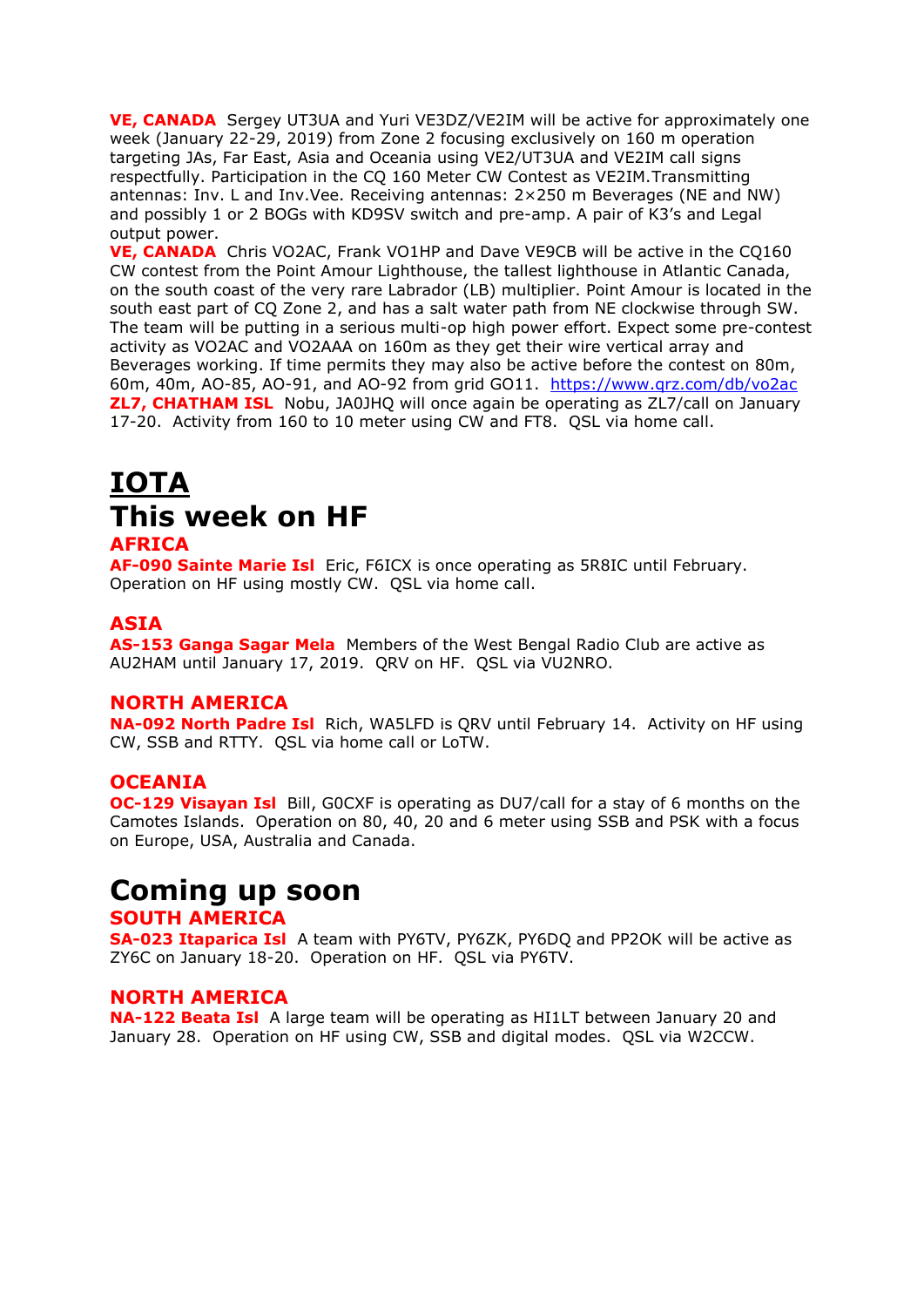**VE, CANADA** Sergey UT3UA and Yuri VE3DZ/VE2IM will be active for approximately one week (January 22-29, 2019) from Zone 2 focusing exclusively on 160 m operation targeting JAs, Far East, Asia and Oceania using VE2/UT3UA and VE2IM call signs respectfully. Participation in the CQ 160 Meter CW Contest as VE2IM.Transmitting antennas: Inv. L and Inv.Vee. Receiving antennas: 2×250 m Beverages (NE and NW) and possibly 1 or 2 BOGs with KD9SV switch and pre-amp. A pair of K3's and Legal output power.

**VE, CANADA** Chris VO2AC, Frank VO1HP and Dave VE9CB will be active in the CQ160 CW contest from the Point Amour Lighthouse, the tallest lighthouse in Atlantic Canada, on the south coast of the very rare Labrador (LB) multiplier. Point Amour is located in the south east part of CQ Zone 2, and has a salt water path from NE clockwise through SW. The team will be putting in a serious multi-op high power effort. Expect some pre-contest activity as VO2AC and VO2AAA on 160m as they get their wire vertical array and Beverages working. If time permits they may also be active before the contest on 80m, 60m, 40m, AO-85, AO-91, and AO-92 from grid GO11. https://www.qrz.com/db/vo2ac

**ZL7, CHATHAM ISL** Nobu, JA0JHQ will once again be operating as ZL7/call on January 17-20. Activity from 160 to 10 meter using CW and FT8. QSL via home call.

# IOTA

# This week on HF

## AFRICA

**AF-090 Sainte Marie Isl** Eric, F6ICX is once operating as 5R8IC until February. Operation on HF using mostly CW. QSL via home call.

## ASIA

**AS-153 Ganga Sagar Mela** Members of the West Bengal Radio Club are active as AU2HAM until January 17, 2019. QRV on HF. QSL via VU2NRO.

## NORTH AMERICA

**NA-092 North Padre Isl** Rich, WA5LFD is QRV until February 14. Activity on HF using CW, SSB and RTTY. QSL via home call or LoTW.

## OCEANIA

**OC-129 Visayan Isl** Bill, G0CXF is operating as DU7/call for a stay of 6 months on the Camotes Islands. Operation on 80, 40, 20 and 6 meter using SSB and PSK with a focus on Europe, USA, Australia and Canada.

# Coming up soon

## SOUTH AMERICA

**SA-023 Itaparica Isl** A team with PY6TV, PY6ZK, PY6DQ and PP2OK will be active as ZY6C on January 18-20. Operation on HF. QSL via PY6TV.

## NORTH AMERICA

**NA-122 Beata Isl** A large team will be operating as HI1LT between January 20 and January 28. Operation on HF using CW, SSB and digital modes. QSL via W2CCW.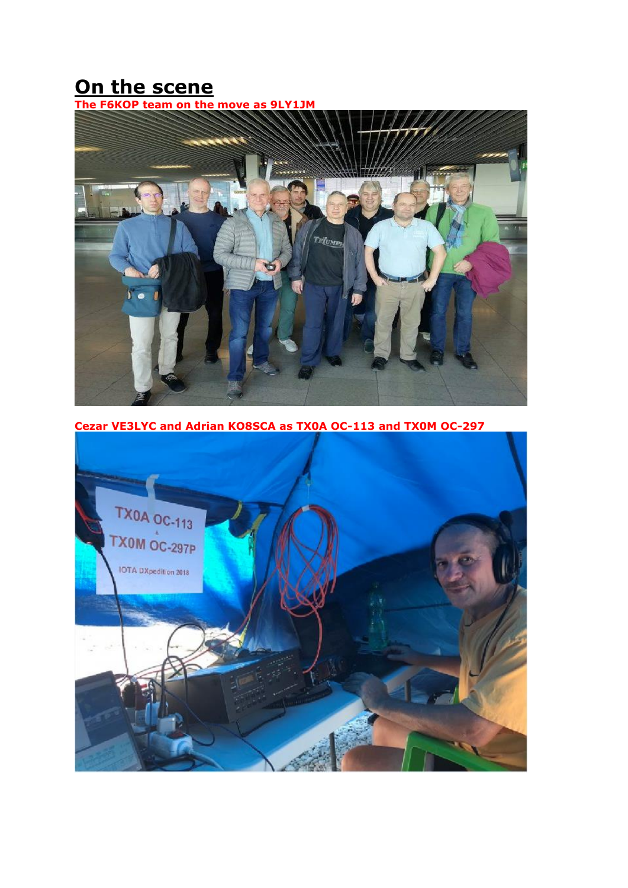# On the scene

**The F6KOP team on the move as 9LY1JM**

**Cezar VE3LYC and Adrian KO8SCA as TX0A OC-113 and TX0M OC-297**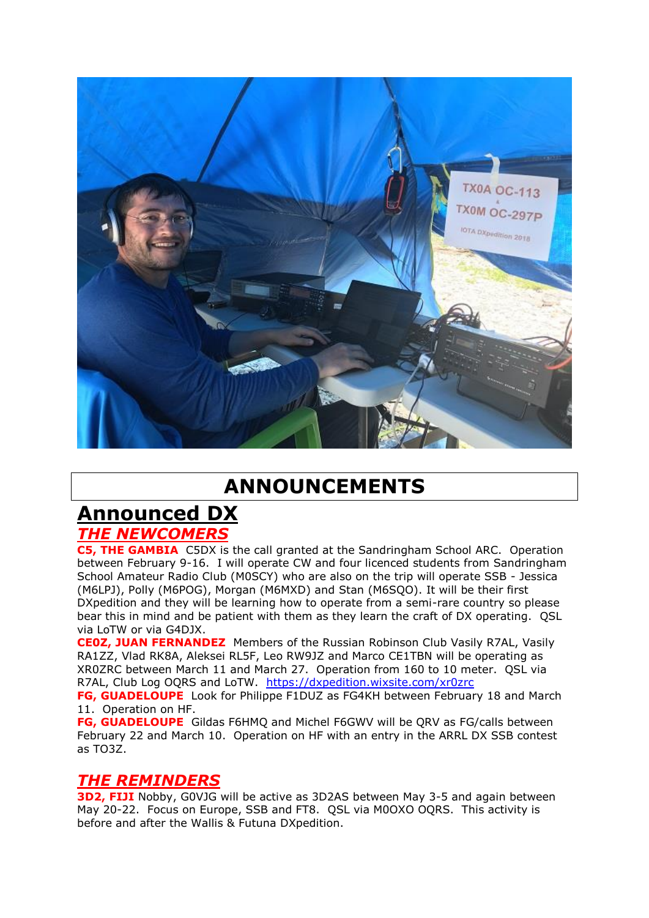# ANNOUNCEMENTS

## Announced DX

### *THE NEWCOMERS*

**C5, THE GAMBIA** C5DX is the call granted at the Sandringham School ARC. Operation between February 9-16. I will operate CW and four licenced students from Sandringham School Amateur Radio Club (M0SCY) who are also on the trip will operate SSB - Jessica (M6LPJ), Polly (M6POG), Morgan (M6MXD) and Stan (M6SQO). It will be their first DXpedition and they will be learning how to operate from a semi-rare country so please bear this in mind and be patient with them as they learn the craft of DX operating. QSL via LoTW or via G4DJX.

**CE0Z, JUAN FERNANDEZ** Members of the Russian Robinson Club Vasily R7AL, Vasily RA1ZZ, Vlad RK8A, Aleksei RL5F, Leo RW9JZ and Marco CE1TBN will be operating as XR0ZRC between March 11 and March 27. Operation from 160 to 10 meter. QSL via R7AL, Club Log OQRS and LoTW. https://dxpedition.wixsite.com/xr0zrc

**FG, GUADELOUPE** Look for Philippe F1DUZ as FG4KH between February 18 and March 11. Operation on HF.

**FG, GUADELOUPE** Gildas F6HMQ and Michel F6GWV will be QRV as FG/calls between February 22 and March 10. Operation on HF with an entry in the ARRL DX SSB contest as TO3Z.

### *THE REMINDERS*

**3D2, FIJI** Nobby, G0VJG will be active as 3D2AS between May 3-5 and again between May 20-22. Focus on Europe, SSB and FT8. QSL via M0OXO OQRS. This activity is before and after the Wallis & Futuna DXpedition.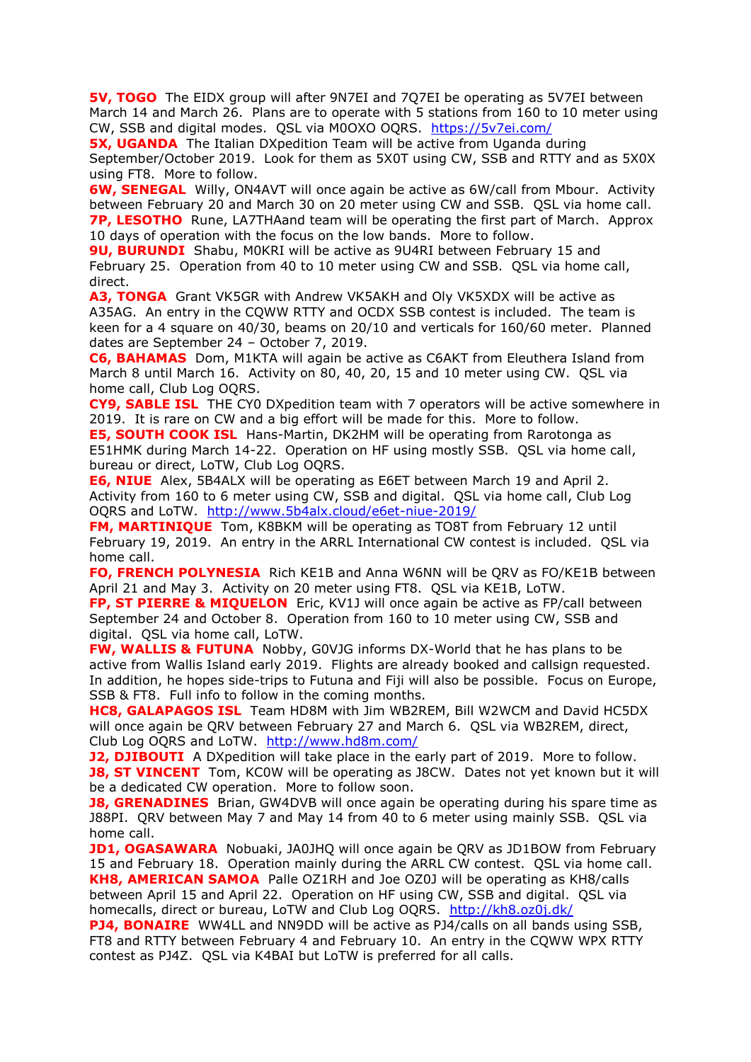**5V, TOGO** The EIDX group will after 9N7EI and 7Q7EI be operating as 5V7EI between March 14 and March 26. Plans are to operate with 5 stations from 160 to 10 meter using CW, SSB and digital modes. QSL via M0OXO OQRS. https://5v7ei.com/

**5X, UGANDA** The Italian DXpedition Team will be active from Uganda during September/October 2019. Look for them as 5X0T using CW, SSB and RTTY and as 5X0X using FT8. More to follow.

**6W, SENEGAL** Willy, ON4AVT will once again be active as 6W/call from Mbour. Activity between February 20 and March 30 on 20 meter using CW and SSB. QSL via home call.

**7P, LESOTHO** Rune, LA7THAand team will be operating the first part of March. Approx 10 days of operation with the focus on the low bands. More to follow.

**9U, BURUNDI** Shabu, M0KRI will be active as 9U4RI between February 15 and February 25. Operation from 40 to 10 meter using CW and SSB. QSL via home call, direct.

**A3, TONGA** Grant VK5GR with Andrew VK5AKH and Oly VK5XDX will be active as A35AG. An entry in the CQWW RTTY and OCDX SSB contest is included. The team is keen for a 4 square on 40/30, beams on 20/10 and verticals for 160/60 meter. Planned dates are September 24 – October 7, 2019.

**C6, BAHAMAS** Dom, M1KTA will again be active as C6AKT from Eleuthera Island from March 8 until March 16. Activity on 80, 40, 20, 15 and 10 meter using CW. QSL via home call, Club Log OQRS.

**CY9, SABLE ISL** THE CY0 DXpedition team with 7 operators will be active somewhere in 2019. It is rare on CW and a big effort will be made for this. More to follow.

**E5, SOUTH COOK ISL** Hans-Martin, DK2HM will be operating from Rarotonga as E51HMK during March 14-22. Operation on HF using mostly SSB. QSL via home call, bureau or direct, LoTW, Club Log OQRS.

**E6, NIUE** Alex, 5B4ALX will be operating as E6ET between March 19 and April 2. Activity from 160 to 6 meter using CW, SSB and digital. QSL via home call, Club Log OQRS and LoTW. http://www.5b4alx.cloud/e6et-niue-2019/

**FM, MARTINIQUE** Tom, K8BKM will be operating as TO8T from February 12 until February 19, 2019. An entry in the ARRL International CW contest is included. QSL via home call.

**FO, FRENCH POLYNESIA** Rich KE1B and Anna W6NN will be QRV as FO/KE1B between April 21 and May 3. Activity on 20 meter using FT8. QSL via KE1B, LoTW.

**FP, ST PIERRE & MIQUELON** Eric, KV1J will once again be active as FP/call between September 24 and October 8. Operation from 160 to 10 meter using CW, SSB and digital. QSL via home call, LoTW.

**FW, WALLIS & FUTUNA** Nobby, G0VJG informs DX-World that he has plans to be active from Wallis Island early 2019. Flights are already booked and callsign requested. In addition, he hopes side-trips to Futuna and Fiji will also be possible. Focus on Europe, SSB & FT8. Full info to follow in the coming months.

**HC8, GALAPAGOS ISL** Team HD8M with Jim WB2REM, Bill W2WCM and David HC5DX will once again be QRV between February 27 and March 6. QSL via WB2REM, direct, Club Log OQRS and LoTW. http://www.hd8m.com/

**J2, DJIBOUTI** A DXpedition will take place in the early part of 2019. More to follow.

**J8, ST VINCENT** Tom, KC0W will be operating as J8CW. Dates not yet known but it will be a dedicated CW operation. More to follow soon.

**J8, GRENADINES** Brian, GW4DVB will once again be operating during his spare time as J88PI. QRV between May 7 and May 14 from 40 to 6 meter using mainly SSB. QSL via home call.

**JD1, OGASAWARA** Nobuaki, JA0JHQ will once again be QRV as JD1BOW from February 15 and February 18. Operation mainly during the ARRL CW contest. QSL via home call.

**KH8, AMERICAN SAMOA** Palle OZ1RH and Joe OZ0J will be operating as KH8/calls between April 15 and April 22. Operation on HF using CW, SSB and digital. QSL via homecalls, direct or bureau, LoTW and Club Log OQRS. http://kh8.oz0j.dk/

**PJ4, BONAIRE** WW4LL and NN9DD will be active as PJ4/calls on all bands using SSB, FT8 and RTTY between February 4 and February 10. An entry in the CQWW WPX RTTY contest as PJ4Z. QSL via K4BAI but LoTW is preferred for all calls.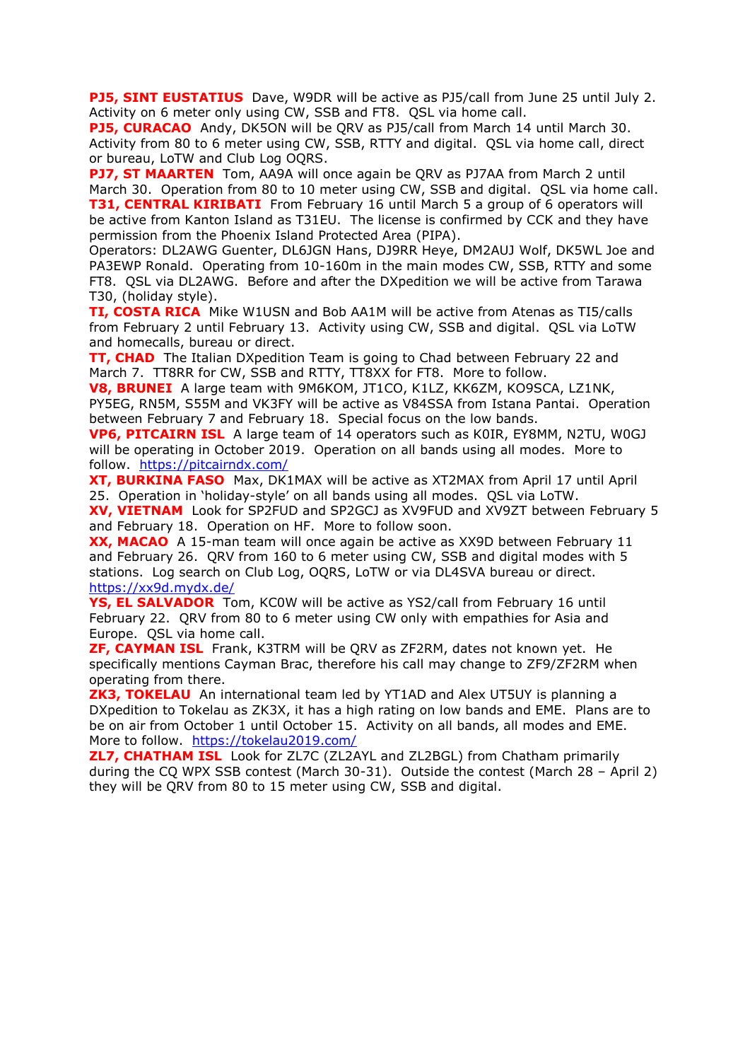**PJ5, SINT EUSTATIUS** Dave, W9DR will be active as PJ5/call from June 25 until July 2. Activity on 6 meter only using CW, SSB and FT8. QSL via home call.

**PJ5, CURACAO** Andy, DK5ON will be QRV as PJ5/call from March 14 until March 30. Activity from 80 to 6 meter using CW, SSB, RTTY and digital. QSL via home call, direct or bureau, LoTW and Club Log OQRS.

**PJ7, ST MAARTEN** Tom, AA9A will once again be QRV as PJ7AA from March 2 until March 30. Operation from 80 to 10 meter using CW, SSB and digital. QSL via home call.

**T31, CENTRAL KIRIBATI** From February 16 until March 5 a group of 6 operators will be active from Kanton Island as T31EU. The license is confirmed by CCK and they have permission from the Phoenix Island Protected Area (PIPA).
Operators: DL2AWG Guenter, DL6JGN Hans, DJ9RR Heye, DM2AUJ Wolf, DK5WL Joe and PA3EWP Ronald. Operating from 10-160m in the main modes CW, SSB, RTTY and some FT8. QSL via DL2AWG. Before and after the DXpedition we will be active from Tarawa T30, (holiday style).

**TI, COSTA RICA** Mike W1USN and Bob AA1M will be active from Atenas as TI5/calls from February 2 until February 13. Activity using CW, SSB and digital. QSL via LoTW and homecalls, bureau or direct.

**TT, CHAD** The Italian DXpedition Team is going to Chad between February 22 and March 7. TT8RR for CW, SSB and RTTY, TT8XX for FT8. More to follow.

**V8, BRUNEI** A large team with 9M6KOM, JT1CO, K1LZ, KK6ZM, KO9SCA, LZ1NK, PY5EG, RN5M, S55M and VK3FY will be active as V84SSA from Istana Pantai. Operation between February 7 and February 18. Special focus on the low bands.

**VP6, PITCAIRN ISL** A large team of 14 operators such as K0IR, EY8MM, N2TU, W0GJ will be operating in October 2019. Operation on all bands using all modes. More to follow. https://pitcairndx.com/

**XT, BURKINA FASO** Max, DK1MAX will be active as XT2MAX from April 17 until April 25. Operation in 'holiday-style' on all bands using all modes. QSL via LoTW.

**XV, VIETNAM** Look for SP2FUD and SP2GCJ as XV9FUD and XV9ZT between February 5 and February 18. Operation on HF. More to follow soon.

**XX, MACAO** A 15-man team will once again be active as XX9D between February 11 and February 26. QRV from 160 to 6 meter using CW, SSB and digital modes with 5 stations. Log search on Club Log, OQRS, LoTW or via DL4SVA bureau or direct. https://xx9d.mydx.de/

**YS, EL SALVADOR** Tom, KC0W will be active as YS2/call from February 16 until February 22. QRV from 80 to 6 meter using CW only with empathies for Asia and Europe. QSL via home call.

**ZF, CAYMAN ISL** Frank, K3TRM will be QRV as ZF2RM, dates not known yet. He specifically mentions Cayman Brac, therefore his call may change to ZF9/ZF2RM when operating from there.

**ZK3, TOKELAU** An international team led by YT1AD and Alex UT5UY is planning a DXpedition to Tokelau as ZK3X, it has a high rating on low bands and EME. Plans are to be on air from October 1 until October 15. Activity on all bands, all modes and EME. More to follow. https://tokelau2019.com/

**ZL7, CHATHAM ISL** Look for ZL7C (ZL2AYL and ZL2BGL) from Chatham primarily during the CQ WPX SSB contest (March 30-31). Outside the contest (March 28 – April 2) they will be QRV from 80 to 15 meter using CW, SSB and digital.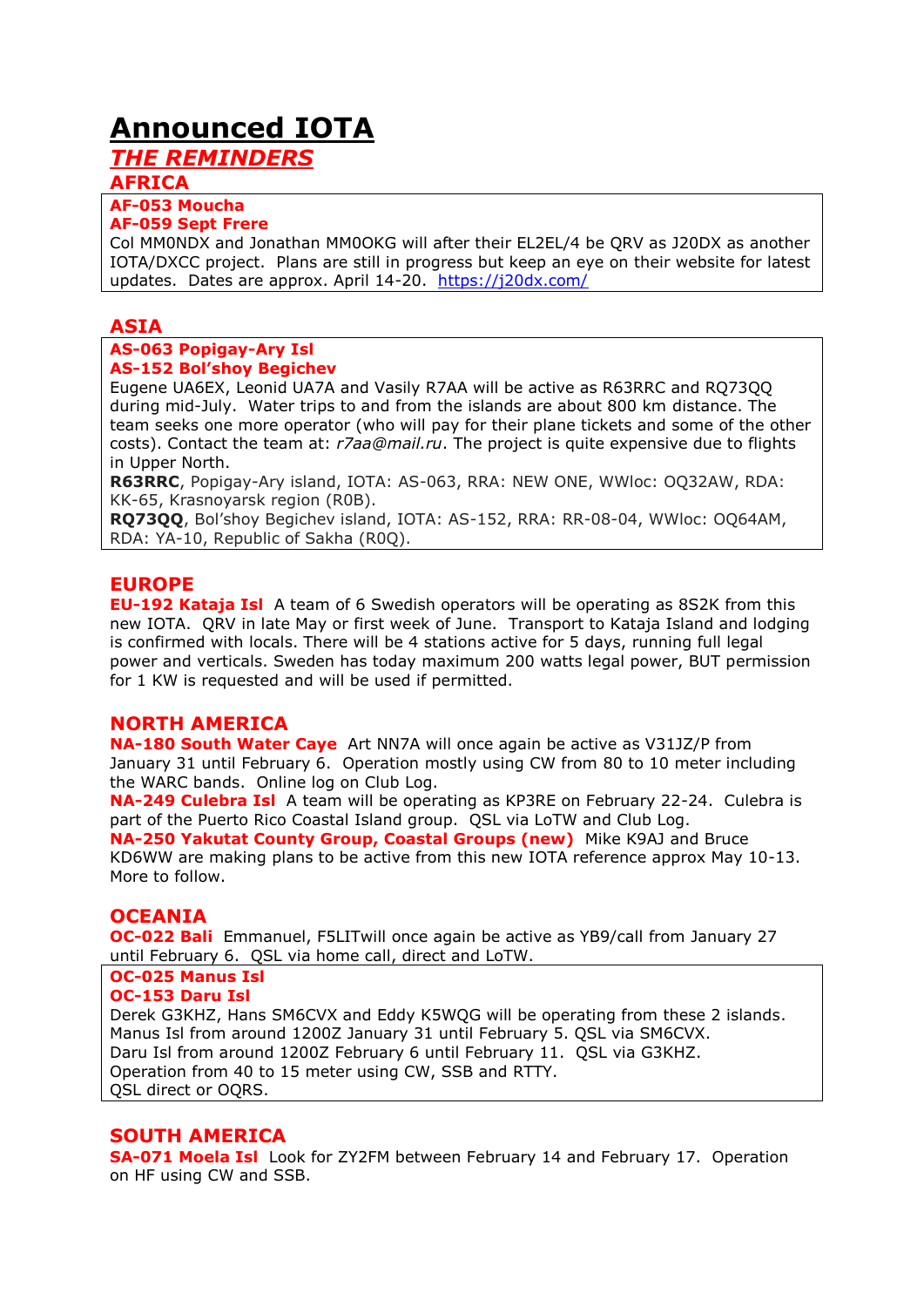# Announced IOTA

## *THE REMINDERS*

### AFRICA

**AF-053 Moucha**
**AF-059 Sept Frere**
Col MM0NDX and Jonathan MM0OKG will after their EL2EL/4 be QRV as J20DX as another IOTA/DXCC project. Plans are still in progress but keep an eye on their website for latest updates. Dates are approx. April 14-20. https://j20dx.com/

### ASIA

**AS-063 Popigay-Ary Isl**
**AS-152 Bol'shoy Begichev**
Eugene UA6EX, Leonid UA7A and Vasily R7AA will be active as R63RRC and RQ73QQ during mid-July. Water trips to and from the islands are about 800 km distance. The team seeks one more operator (who will pay for their plane tickets and some of the other costs). Contact the team at: *r7aa@mail.ru*. The project is quite expensive due to flights in Upper North.
**R63RRC**, Popigay-Ary island, IOTA: AS-063, RRA: NEW ONE, WWloc: OQ32AW, RDA: KK-65, Krasnoyarsk region (R0B).
**RQ73QQ**, Bol'shoy Begichev island, IOTA: AS-152, RRA: RR-08-04, WWloc: OQ64AM, RDA: YA-10, Republic of Sakha (R0Q).

### EUROPE

**EU-192 Kataja Isl** A team of 6 Swedish operators will be operating as 8S2K from this new IOTA. QRV in late May or first week of June. Transport to Kataja Island and lodging is confirmed with locals. There will be 4 stations active for 5 days, running full legal power and verticals. Sweden has today maximum 200 watts legal power, BUT permission for 1 KW is requested and will be used if permitted.

### NORTH AMERICA

**NA-180 South Water Caye** Art NN7A will once again be active as V31JZ/P from January 31 until February 6. Operation mostly using CW from 80 to 10 meter including the WARC bands. Online log on Club Log.
**NA-249 Culebra Isl** A team will be operating as KP3RE on February 22-24. Culebra is part of the Puerto Rico Coastal Island group. QSL via LoTW and Club Log.
**NA-250 Yakutat County Group, Coastal Groups (new)** Mike K9AJ and Bruce KD6WW are making plans to be active from this new IOTA reference approx May 10-13. More to follow.

### OCEANIA

**OC-022 Bali** Emmanuel, F5LITwill once again be active as YB9/call from January 27 until February 6. QSL via home call, direct and LoTW.

**OC-025 Manus Isl**
**OC-153 Daru Isl**
Derek G3KHZ, Hans SM6CVX and Eddy K5WQG will be operating from these 2 islands.
Manus Isl from around 1200Z January 31 until February 5. QSL via SM6CVX.
Daru Isl from around 1200Z February 6 until February 11. QSL via G3KHZ.
Operation from 40 to 15 meter using CW, SSB and RTTY.
QSL direct or OQRS.

### SOUTH AMERICA

**SA-071 Moela Isl** Look for ZY2FM between February 14 and February 17. Operation on HF using CW and SSB.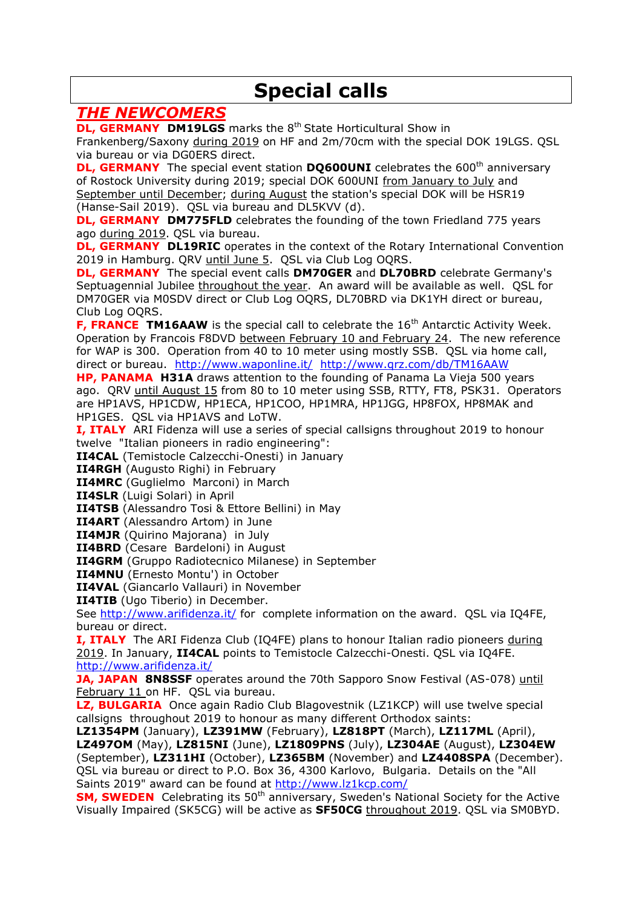# Special calls

## *THE NEWCOMERS*

**DL, GERMANY** **DM19LGS** marks the 8th State Horticultural Show in Frankenberg/Saxony during 2019 on HF and 2m/70cm with the special DOK 19LGS. QSL via bureau or via DG0ERS direct.

**DL, GERMANY** The special event station **DQ600UNI** celebrates the 600th anniversary of Rostock University during 2019; special DOK 600UNI from January to July and September until December; during August the station's special DOK will be HSR19 (Hanse-Sail 2019). QSL via bureau and DL5KVV (d).

**DL, GERMANY** **DM775FLD** celebrates the founding of the town Friedland 775 years ago during 2019. QSL via bureau.

**DL, GERMANY** **DL19RIC** operates in the context of the Rotary International Convention 2019 in Hamburg. QRV until June 5. QSL via Club Log OQRS.

**DL, GERMANY** The special event calls **DM70GER** and **DL70BRD** celebrate Germany's Septuagennial Jubilee throughout the year. An award will be available as well. QSL for DM70GER via M0SDV direct or Club Log OQRS, DL70BRD via DK1YH direct or bureau, Club Log OQRS.

**F, FRANCE** **TM16AAW** is the special call to celebrate the 16th Antarctic Activity Week. Operation by Francois F8DVD between February 10 and February 24. The new reference for WAP is 300. Operation from 40 to 10 meter using mostly SSB. QSL via home call, direct or bureau. http://www.waponline.it/ http://www.qrz.com/db/TM16AAW

**HP, PANAMA** **H31A** draws attention to the founding of Panama La Vieja 500 years ago. QRV until August 15 from 80 to 10 meter using SSB, RTTY, FT8, PSK31. Operators are HP1AVS, HP1CDW, HP1ECA, HP1COO, HP1MRA, HP1JGG, HP8FOX, HP8MAK and HP1GES. QSL via HP1AVS and LoTW.

**I, ITALY** ARI Fidenza will use a series of special callsigns throughout 2019 to honour twelve "Italian pioneers in radio engineering":
**II4CAL** (Temistocle Calzecchi-Onesti) in January
**II4RGH** (Augusto Righi) in February
**II4MRC** (Guglielmo Marconi) in March
**II4SLR** (Luigi Solari) in April
**II4TSB** (Alessandro Tosi & Ettore Bellini) in May
**II4ART** (Alessandro Artom) in June
**II4MJR** (Quirino Majorana) in July
**II4BRD** (Cesare Bardeloni) in August
**II4GRM** (Gruppo Radiotecnico Milanese) in September
**II4MNU** (Ernesto Montu') in October
**II4VAL** (Giancarlo Vallauri) in November
**II4TIB** (Ugo Tiberio) in December.
See http://www.arifidenza.it/ for complete information on the award. QSL via IQ4FE, bureau or direct.

**I, ITALY** The ARI Fidenza Club (IQ4FE) plans to honour Italian radio pioneers during 2019. In January, **II4CAL** points to Temistocle Calzecchi-Onesti. QSL via IQ4FE. http://www.arifidenza.it/

**JA, JAPAN** **8N8SSF** operates around the 70th Sapporo Snow Festival (AS-078) until February 11 on HF. QSL via bureau.

**LZ, BULGARIA** Once again Radio Club Blagovestnik (LZ1KCP) will use twelve special callsigns throughout 2019 to honour as many different Orthodox saints: **LZ1354PM** (January), **LZ391MW** (February), **LZ818PT** (March), **LZ117ML** (April), **LZ497OM** (May), **LZ815NI** (June), **LZ1809PNS** (July), **LZ304AE** (August), **LZ304EW** (September), **LZ311HI** (October), **LZ365BM** (November) and **LZ4408SPA** (December). QSL via bureau or direct to P.O. Box 36, 4300 Karlovo, Bulgaria. Details on the "All Saints 2019" award can be found at http://www.lz1kcp.com/

**SM, SWEDEN** Celebrating its 50th anniversary, Sweden's National Society for the Active Visually Impaired (SK5CG) will be active as **SF50CG** throughout 2019. QSL via SM0BYD.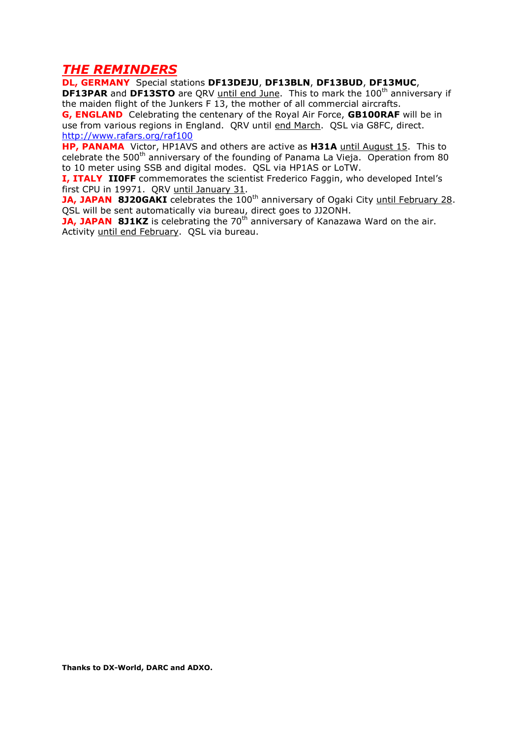## ***THE REMINDERS***

**DL, GERMANY** Special stations **DF13DEJU**, **DF13BLN**, **DF13BUD**, **DF13MUC**, **DF13PAR** and **DF13STO** are QRV until end June. This to mark the 100th anniversary if the maiden flight of the Junkers F 13, the mother of all commercial aircrafts.

**G, ENGLAND** Celebrating the centenary of the Royal Air Force, **GB100RAF** will be in use from various regions in England. QRV until end March. QSL via G8FC, direct. http://www.rafars.org/raf100

**HP, PANAMA** Victor, HP1AVS and others are active as **H31A** until August 15. This to celebrate the 500th anniversary of the founding of Panama La Vieja. Operation from 80 to 10 meter using SSB and digital modes. QSL via HP1AS or LoTW.

**I, ITALY** **II0FF** commemorates the scientist Frederico Faggin, who developed Intel's first CPU in 19971. QRV until January 31.

**JA, JAPAN** **8J20GAKI** celebrates the 100th anniversary of Ogaki City until February 28. QSL will be sent automatically via bureau, direct goes to JJ2ONH.

**JA, JAPAN** **8J1KZ** is celebrating the 70th anniversary of Kanazawa Ward on the air. Activity until end February. QSL via bureau.

**Thanks to DX-World, DARC and ADXO.**